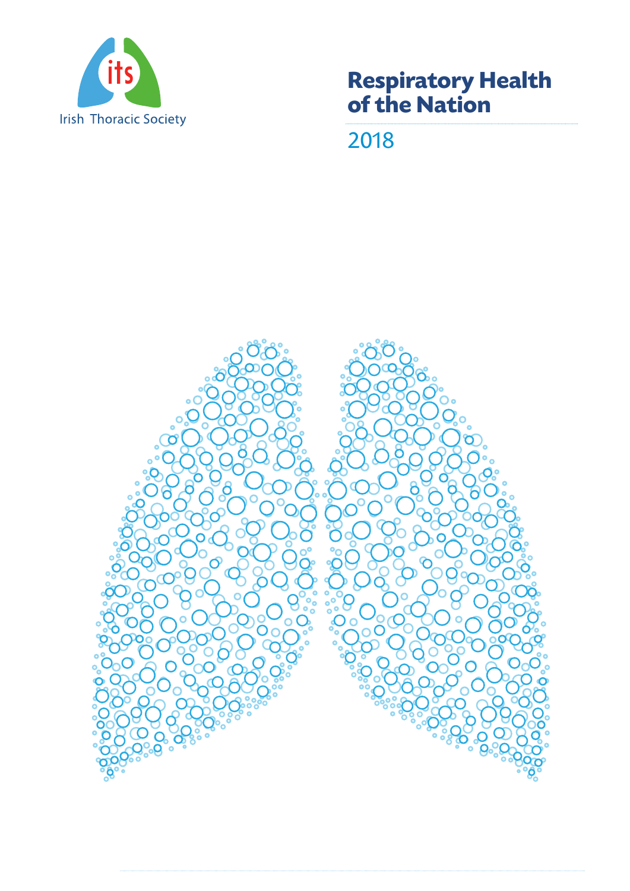its

Irish Thoracic Society

# Respiratory Health of the Nation

2018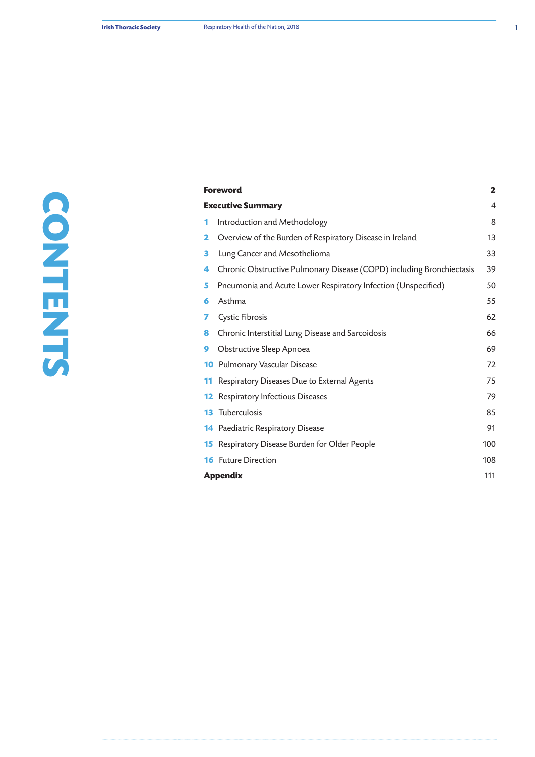# CONTENTS

| | | |
|---|---|---|
| **Foreword** | | **2** |
| **Executive Summary** | | 4 |
| 1 | Introduction and Methodology | 8 |
| 2 | Overview of the Burden of Respiratory Disease in Ireland | 13 |
| 3 | Lung Cancer and Mesothelioma | 33 |
| 4 | Chronic Obstructive Pulmonary Disease (COPD) including Bronchiectasis | 39 |
| 5 | Pneumonia and Acute Lower Respiratory Infection (Unspecified) | 50 |
| 6 | Asthma | 55 |
| 7 | Cystic Fibrosis | 62 |
| 8 | Chronic Interstitial Lung Disease and Sarcoidosis | 66 |
| 9 | Obstructive Sleep Apnoea | 69 |
| 10 | Pulmonary Vascular Disease | 72 |
| 11 | Respiratory Diseases Due to External Agents | 75 |
| 12 | Respiratory Infectious Diseases | 79 |
| 13 | Tuberculosis | 85 |
| 14 | Paediatric Respiratory Disease | 91 |
| 15 | Respiratory Disease Burden for Older People | 100 |
| 16 | Future Direction | 108 |
| **Appendix** | | 111 |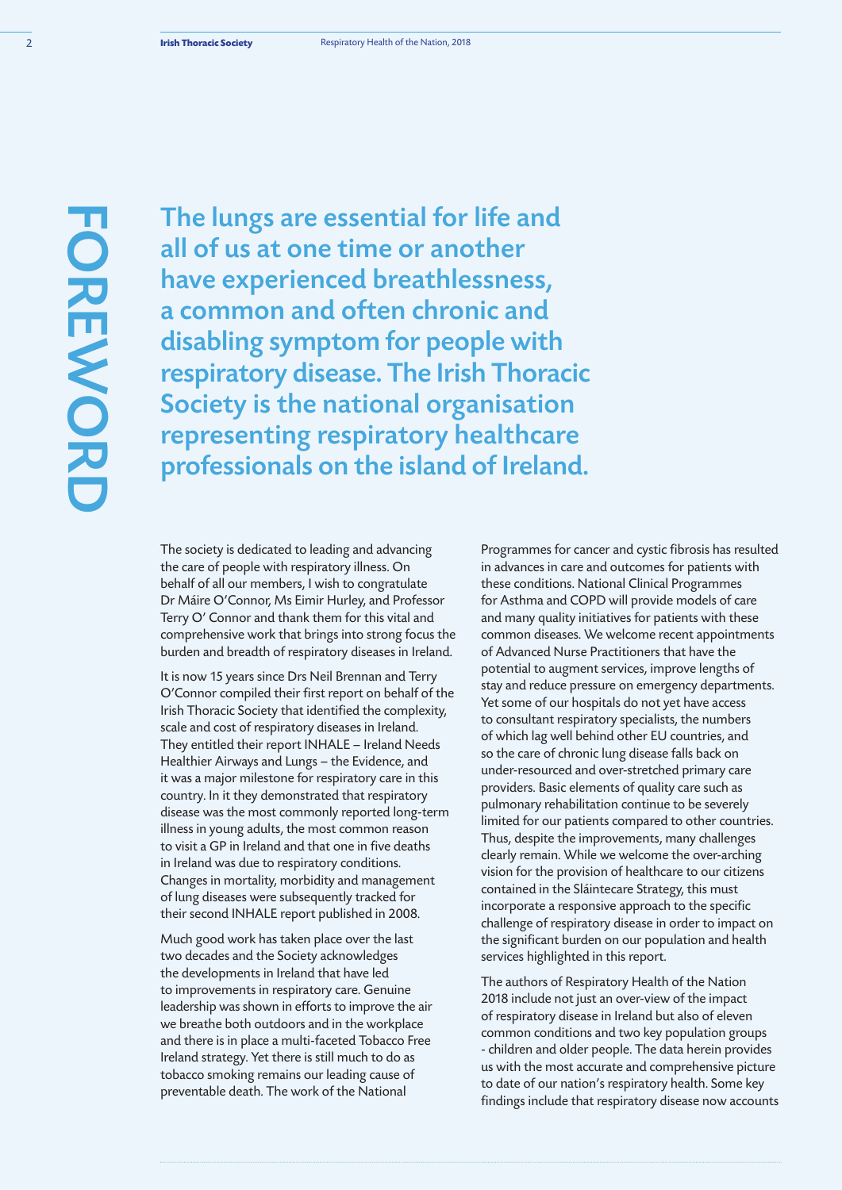# FOREWORD

## The lungs are essential for life and all of us at one time or another have experienced breathlessness, a common and often chronic and disabling symptom for people with respiratory disease. The Irish Thoracic Society is the national organisation representing respiratory healthcare professionals on the island of Ireland.

The society is dedicated to leading and advancing the care of people with respiratory illness. On behalf of all our members, I wish to congratulate Dr Máire O'Connor, Ms Eimir Hurley, and Professor Terry O' Connor and thank them for this vital and comprehensive work that brings into strong focus the burden and breadth of respiratory diseases in Ireland.

It is now 15 years since Drs Neil Brennan and Terry O'Connor compiled their first report on behalf of the Irish Thoracic Society that identified the complexity, scale and cost of respiratory diseases in Ireland. They entitled their report INHALE – Ireland Needs Healthier Airways and Lungs – the Evidence, and it was a major milestone for respiratory care in this country. In it they demonstrated that respiratory disease was the most commonly reported long-term illness in young adults, the most common reason to visit a GP in Ireland and that one in five deaths in Ireland was due to respiratory conditions. Changes in mortality, morbidity and management of lung diseases were subsequently tracked for their second INHALE report published in 2008.

Much good work has taken place over the last two decades and the Society acknowledges the developments in Ireland that have led to improvements in respiratory care. Genuine leadership was shown in efforts to improve the air we breathe both outdoors and in the workplace and there is in place a multi-faceted Tobacco Free Ireland strategy. Yet there is still much to do as tobacco smoking remains our leading cause of preventable death. The work of the National Programmes for cancer and cystic fibrosis has resulted in advances in care and outcomes for patients with these conditions. National Clinical Programmes for Asthma and COPD will provide models of care and many quality initiatives for patients with these common diseases. We welcome recent appointments of Advanced Nurse Practitioners that have the potential to augment services, improve lengths of stay and reduce pressure on emergency departments. Yet some of our hospitals do not yet have access to consultant respiratory specialists, the numbers of which lag well behind other EU countries, and so the care of chronic lung disease falls back on under-resourced and over-stretched primary care providers. Basic elements of quality care such as pulmonary rehabilitation continue to be severely limited for our patients compared to other countries. Thus, despite the improvements, many challenges clearly remain. While we welcome the over-arching vision for the provision of healthcare to our citizens contained in the Sláintecare Strategy, this must incorporate a responsive approach to the specific challenge of respiratory disease in order to impact on the significant burden on our population and health services highlighted in this report.

The authors of Respiratory Health of the Nation 2018 include not just an over-view of the impact of respiratory disease in Ireland but also of eleven common conditions and two key population groups - children and older people. The data herein provides us with the most accurate and comprehensive picture to date of our nation's respiratory health. Some key findings include that respiratory disease now accounts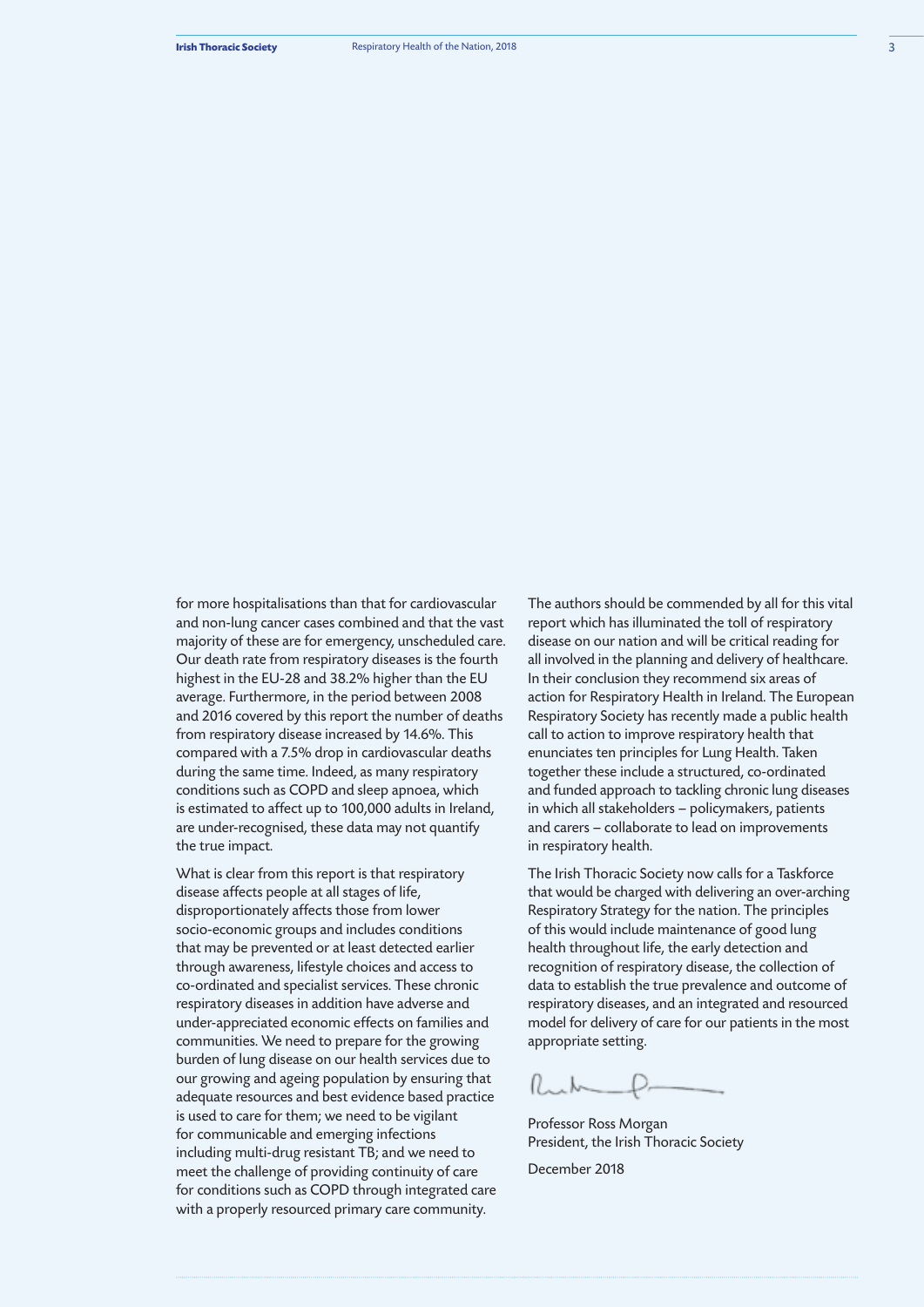for more hospitalisations than that for cardiovascular and non-lung cancer cases combined and that the vast majority of these are for emergency, unscheduled care. Our death rate from respiratory diseases is the fourth highest in the EU-28 and 38.2% higher than the EU average. Furthermore, in the period between 2008 and 2016 covered by this report the number of deaths from respiratory disease increased by 14.6%. This compared with a 7.5% drop in cardiovascular deaths during the same time. Indeed, as many respiratory conditions such as COPD and sleep apnoea, which is estimated to affect up to 100,000 adults in Ireland, are under-recognised, these data may not quantify the true impact.

What is clear from this report is that respiratory disease affects people at all stages of life, disproportionately affects those from lower socio-economic groups and includes conditions that may be prevented or at least detected earlier through awareness, lifestyle choices and access to co-ordinated and specialist services. These chronic respiratory diseases in addition have adverse and under-appreciated economic effects on families and communities. We need to prepare for the growing burden of lung disease on our health services due to our growing and ageing population by ensuring that adequate resources and best evidence based practice is used to care for them; we need to be vigilant for communicable and emerging infections including multi-drug resistant TB; and we need to meet the challenge of providing continuity of care for conditions such as COPD through integrated care with a properly resourced primary care community.

The authors should be commended by all for this vital report which has illuminated the toll of respiratory disease on our nation and will be critical reading for all involved in the planning and delivery of healthcare. In their conclusion they recommend six areas of action for Respiratory Health in Ireland. The European Respiratory Society has recently made a public health call to action to improve respiratory health that enunciates ten principles for Lung Health. Taken together these include a structured, co-ordinated and funded approach to tackling chronic lung diseases in which all stakeholders – policymakers, patients and carers – collaborate to lead on improvements in respiratory health.

The Irish Thoracic Society now calls for a Taskforce that would be charged with delivering an over-arching Respiratory Strategy for the nation. The principles of this would include maintenance of good lung health throughout life, the early detection and recognition of respiratory disease, the collection of data to establish the true prevalence and outcome of respiratory diseases, and an integrated and resourced model for delivery of care for our patients in the most appropriate setting.

Professor Ross Morgan
President, the Irish Thoracic Society

December 2018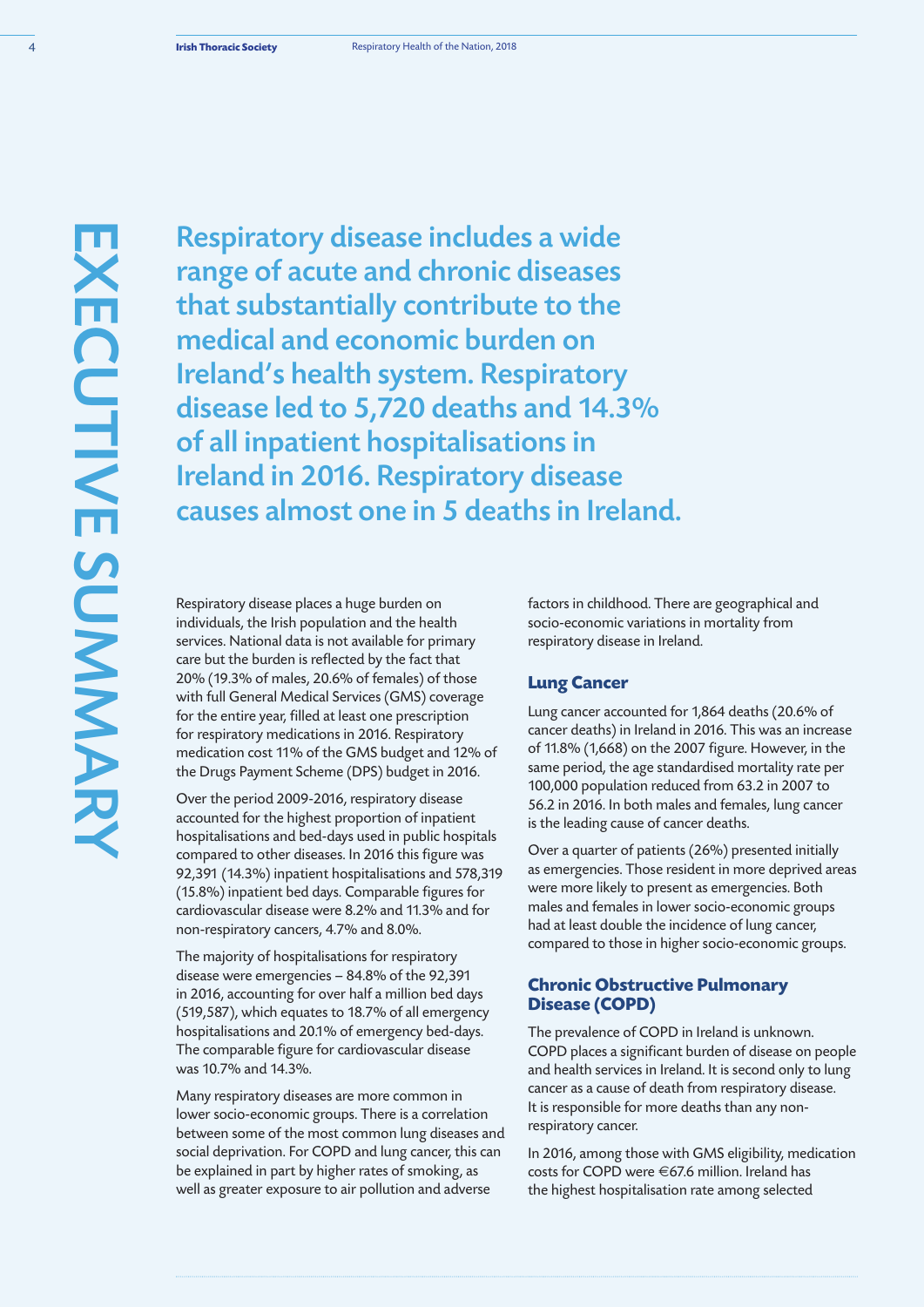# EXECUTIVE SUMMARY

**Respiratory disease includes a wide range of acute and chronic diseases that substantially contribute to the medical and economic burden on Ireland's health system. Respiratory disease led to 5,720 deaths and 14.3% of all inpatient hospitalisations in Ireland in 2016. Respiratory disease causes almost one in 5 deaths in Ireland.**

Respiratory disease places a huge burden on individuals, the Irish population and the health services. National data is not available for primary care but the burden is reflected by the fact that 20% (19.3% of males, 20.6% of females) of those with full General Medical Services (GMS) coverage for the entire year, filled at least one prescription for respiratory medications in 2016. Respiratory medication cost 11% of the GMS budget and 12% of the Drugs Payment Scheme (DPS) budget in 2016.

Over the period 2009-2016, respiratory disease accounted for the highest proportion of inpatient hospitalisations and bed-days used in public hospitals compared to other diseases. In 2016 this figure was 92,391 (14.3%) inpatient hospitalisations and 578,319 (15.8%) inpatient bed days. Comparable figures for cardiovascular disease were 8.2% and 11.3% and for non-respiratory cancers, 4.7% and 8.0%.

The majority of hospitalisations for respiratory disease were emergencies – 84.8% of the 92,391 in 2016, accounting for over half a million bed days (519,587), which equates to 18.7% of all emergency hospitalisations and 20.1% of emergency bed-days. The comparable figure for cardiovascular disease was 10.7% and 14.3%.

Many respiratory diseases are more common in lower socio-economic groups. There is a correlation between some of the most common lung diseases and social deprivation. For COPD and lung cancer, this can be explained in part by higher rates of smoking, as well as greater exposure to air pollution and adverse factors in childhood. There are geographical and socio-economic variations in mortality from respiratory disease in Ireland.

## Lung Cancer

Lung cancer accounted for 1,864 deaths (20.6% of cancer deaths) in Ireland in 2016. This was an increase of 11.8% (1,668) on the 2007 figure. However, in the same period, the age standardised mortality rate per 100,000 population reduced from 63.2 in 2007 to 56.2 in 2016. In both males and females, lung cancer is the leading cause of cancer deaths.

Over a quarter of patients (26%) presented initially as emergencies. Those resident in more deprived areas were more likely to present as emergencies. Both males and females in lower socio-economic groups had at least double the incidence of lung cancer, compared to those in higher socio-economic groups.

## Chronic Obstructive Pulmonary Disease (COPD)

The prevalence of COPD in Ireland is unknown. COPD places a significant burden of disease on people and health services in Ireland. It is second only to lung cancer as a cause of death from respiratory disease. It is responsible for more deaths than any non-respiratory cancer.

In 2016, among those with GMS eligibility, medication costs for COPD were €67.6 million. Ireland has the highest hospitalisation rate among selected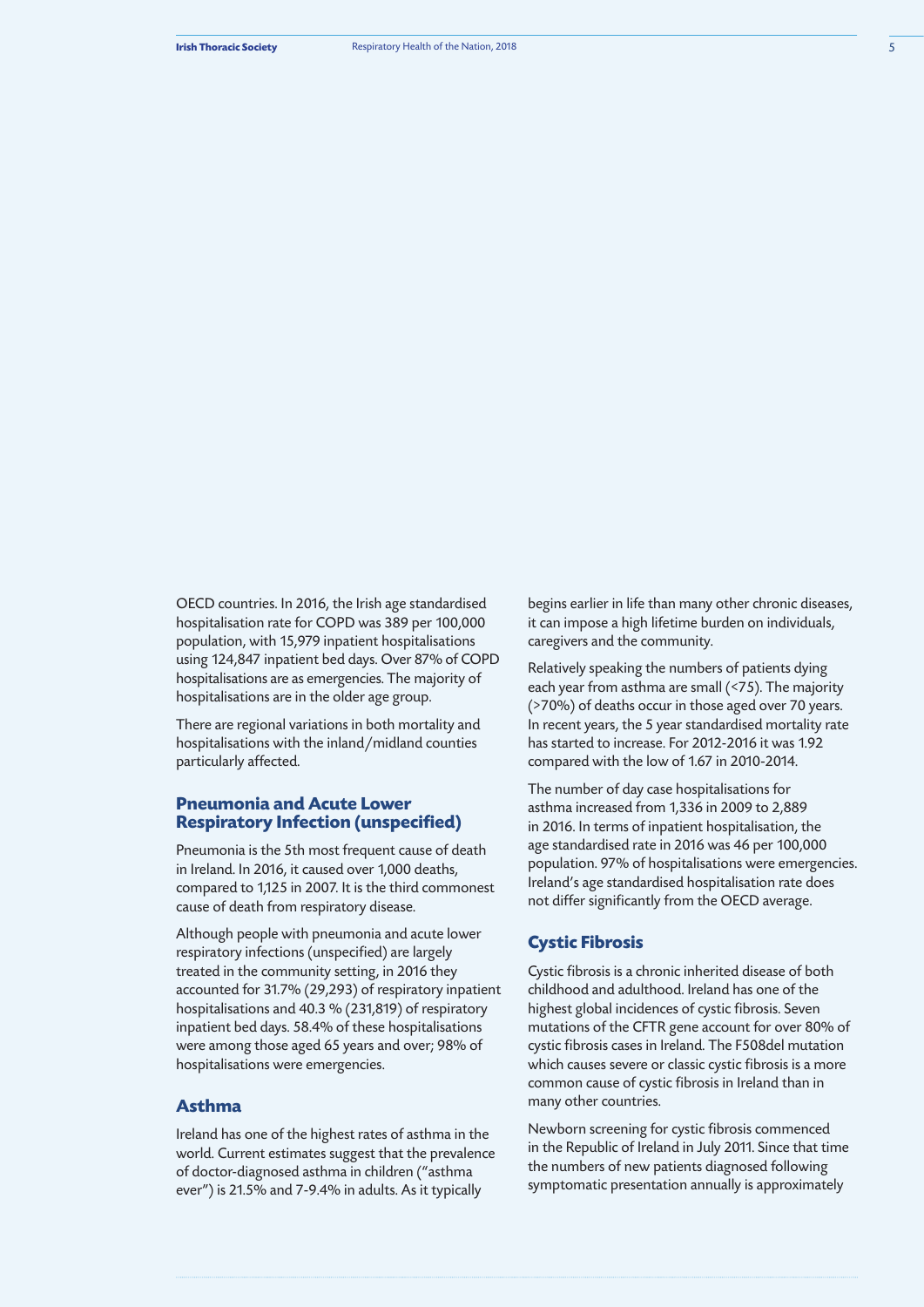OECD countries. In 2016, the Irish age standardised hospitalisation rate for COPD was 389 per 100,000 population, with 15,979 inpatient hospitalisations using 124,847 inpatient bed days. Over 87% of COPD hospitalisations are as emergencies. The majority of hospitalisations are in the older age group.

There are regional variations in both mortality and hospitalisations with the inland/midland counties particularly affected.

## Pneumonia and Acute Lower Respiratory Infection (unspecified)

Pneumonia is the 5th most frequent cause of death in Ireland. In 2016, it caused over 1,000 deaths, compared to 1,125 in 2007. It is the third commonest cause of death from respiratory disease.

Although people with pneumonia and acute lower respiratory infections (unspecified) are largely treated in the community setting, in 2016 they accounted for 31.7% (29,293) of respiratory inpatient hospitalisations and 40.3 % (231,819) of respiratory inpatient bed days. 58.4% of these hospitalisations were among those aged 65 years and over; 98% of hospitalisations were emergencies.

## Asthma

Ireland has one of the highest rates of asthma in the world. Current estimates suggest that the prevalence of doctor-diagnosed asthma in children ("asthma ever") is 21.5% and 7-9.4% in adults. As it typically begins earlier in life than many other chronic diseases, it can impose a high lifetime burden on individuals, caregivers and the community.

Relatively speaking the numbers of patients dying each year from asthma are small (<75). The majority (>70%) of deaths occur in those aged over 70 years. In recent years, the 5 year standardised mortality rate has started to increase. For 2012-2016 it was 1.92 compared with the low of 1.67 in 2010-2014.

The number of day case hospitalisations for asthma increased from 1,336 in 2009 to 2,889 in 2016. In terms of inpatient hospitalisation, the age standardised rate in 2016 was 46 per 100,000 population. 97% of hospitalisations were emergencies. Ireland's age standardised hospitalisation rate does not differ significantly from the OECD average.

## Cystic Fibrosis

Cystic fibrosis is a chronic inherited disease of both childhood and adulthood. Ireland has one of the highest global incidences of cystic fibrosis. Seven mutations of the CFTR gene account for over 80% of cystic fibrosis cases in Ireland. The F508del mutation which causes severe or classic cystic fibrosis is a more common cause of cystic fibrosis in Ireland than in many other countries.

Newborn screening for cystic fibrosis commenced in the Republic of Ireland in July 2011. Since that time the numbers of new patients diagnosed following symptomatic presentation annually is approximately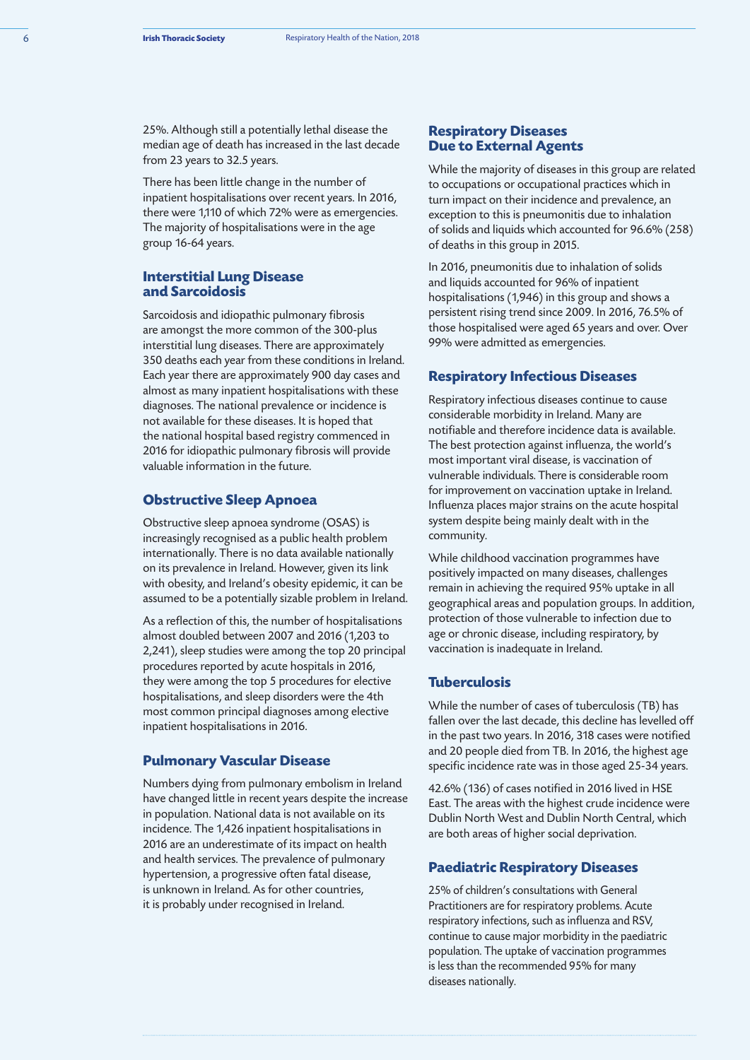25%. Although still a potentially lethal disease the median age of death has increased in the last decade from 23 years to 32.5 years.

There has been little change in the number of inpatient hospitalisations over recent years. In 2016, there were 1,110 of which 72% were as emergencies. The majority of hospitalisations were in the age group 16-64 years.

## Interstitial Lung Disease and Sarcoidosis

Sarcoidosis and idiopathic pulmonary fibrosis are amongst the more common of the 300-plus interstitial lung diseases. There are approximately 350 deaths each year from these conditions in Ireland. Each year there are approximately 900 day cases and almost as many inpatient hospitalisations with these diagnoses. The national prevalence or incidence is not available for these diseases. It is hoped that the national hospital based registry commenced in 2016 for idiopathic pulmonary fibrosis will provide valuable information in the future.

## Obstructive Sleep Apnoea

Obstructive sleep apnoea syndrome (OSAS) is increasingly recognised as a public health problem internationally. There is no data available nationally on its prevalence in Ireland. However, given its link with obesity, and Ireland's obesity epidemic, it can be assumed to be a potentially sizable problem in Ireland.

As a reflection of this, the number of hospitalisations almost doubled between 2007 and 2016 (1,203 to 2,241), sleep studies were among the top 20 principal procedures reported by acute hospitals in 2016, they were among the top 5 procedures for elective hospitalisations, and sleep disorders were the 4th most common principal diagnoses among elective inpatient hospitalisations in 2016.

## Pulmonary Vascular Disease

Numbers dying from pulmonary embolism in Ireland have changed little in recent years despite the increase in population. National data is not available on its incidence. The 1,426 inpatient hospitalisations in 2016 are an underestimate of its impact on health and health services. The prevalence of pulmonary hypertension, a progressive often fatal disease, is unknown in Ireland. As for other countries, it is probably under recognised in Ireland.

## Respiratory Diseases Due to External Agents

While the majority of diseases in this group are related to occupations or occupational practices which in turn impact on their incidence and prevalence, an exception to this is pneumonitis due to inhalation of solids and liquids which accounted for 96.6% (258) of deaths in this group in 2015.

In 2016, pneumonitis due to inhalation of solids and liquids accounted for 96% of inpatient hospitalisations (1,946) in this group and shows a persistent rising trend since 2009. In 2016, 76.5% of those hospitalised were aged 65 years and over. Over 99% were admitted as emergencies.

## Respiratory Infectious Diseases

Respiratory infectious diseases continue to cause considerable morbidity in Ireland. Many are notifiable and therefore incidence data is available. The best protection against influenza, the world's most important viral disease, is vaccination of vulnerable individuals. There is considerable room for improvement on vaccination uptake in Ireland. Influenza places major strains on the acute hospital system despite being mainly dealt with in the community.

While childhood vaccination programmes have positively impacted on many diseases, challenges remain in achieving the required 95% uptake in all geographical areas and population groups. In addition, protection of those vulnerable to infection due to age or chronic disease, including respiratory, by vaccination is inadequate in Ireland.

## Tuberculosis

While the number of cases of tuberculosis (TB) has fallen over the last decade, this decline has levelled off in the past two years. In 2016, 318 cases were notified and 20 people died from TB. In 2016, the highest age specific incidence rate was in those aged 25-34 years.

42.6% (136) of cases notified in 2016 lived in HSE East. The areas with the highest crude incidence were Dublin North West and Dublin North Central, which are both areas of higher social deprivation.

## Paediatric Respiratory Diseases

25% of children's consultations with General Practitioners are for respiratory problems. Acute respiratory infections, such as influenza and RSV, continue to cause major morbidity in the paediatric population. The uptake of vaccination programmes is less than the recommended 95% for many diseases nationally.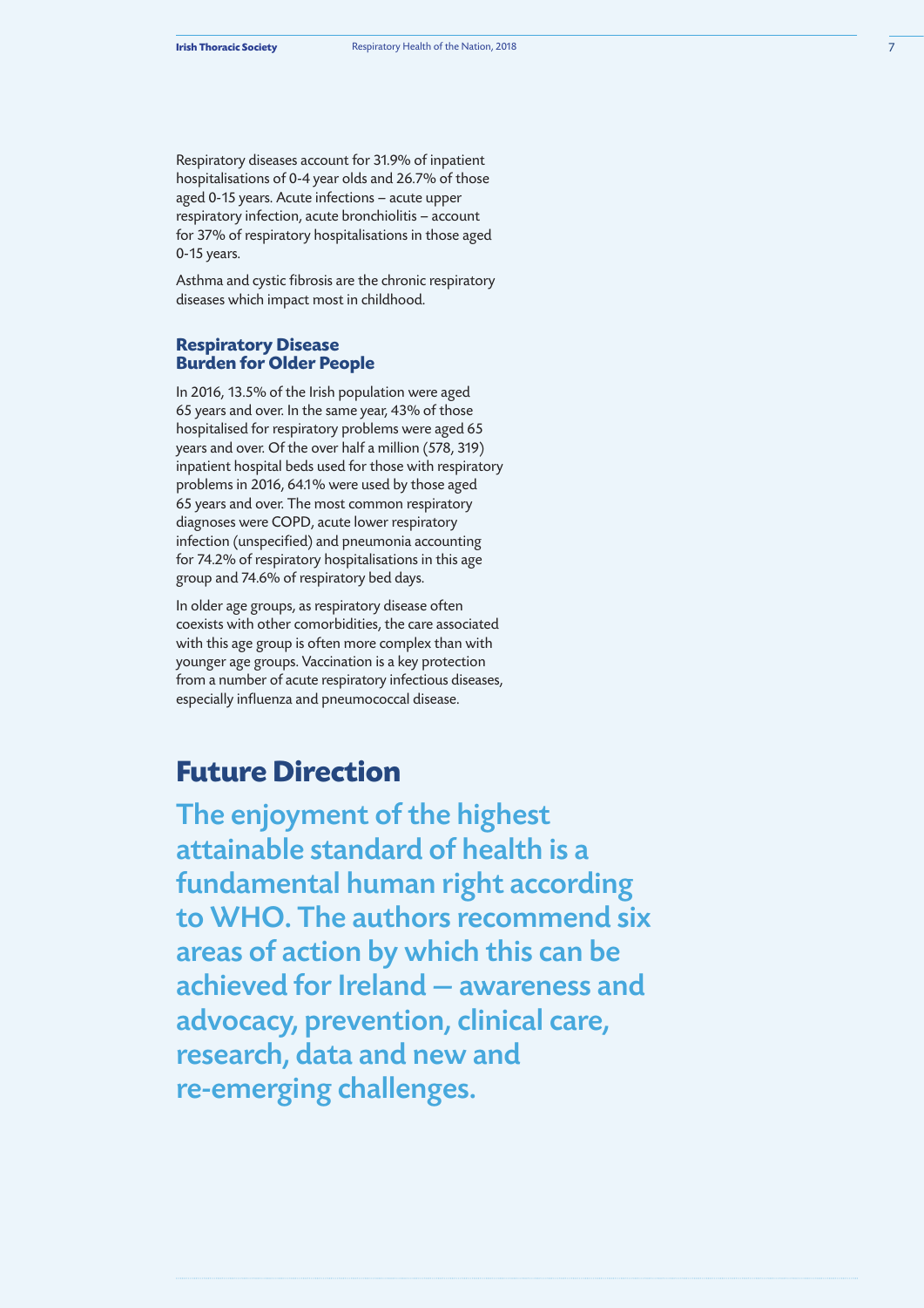Respiratory diseases account for 31.9% of inpatient hospitalisations of 0-4 year olds and 26.7% of those aged 0-15 years. Acute infections – acute upper respiratory infection, acute bronchiolitis – account for 37% of respiratory hospitalisations in those aged 0-15 years.

Asthma and cystic fibrosis are the chronic respiratory diseases which impact most in childhood.

### Respiratory Disease Burden for Older People

In 2016, 13.5% of the Irish population were aged 65 years and over. In the same year, 43% of those hospitalised for respiratory problems were aged 65 years and over. Of the over half a million (578, 319) inpatient hospital beds used for those with respiratory problems in 2016, 64.1% were used by those aged 65 years and over. The most common respiratory diagnoses were COPD, acute lower respiratory infection (unspecified) and pneumonia accounting for 74.2% of respiratory hospitalisations in this age group and 74.6% of respiratory bed days.

In older age groups, as respiratory disease often coexists with other comorbidities, the care associated with this age group is often more complex than with younger age groups. Vaccination is a key protection from a number of acute respiratory infectious diseases, especially influenza and pneumococcal disease.

## Future Direction

**The enjoyment of the highest attainable standard of health is a fundamental human right according to WHO. The authors recommend six areas of action by which this can be achieved for Ireland – awareness and advocacy, prevention, clinical care, research, data and new and re-emerging challenges.**